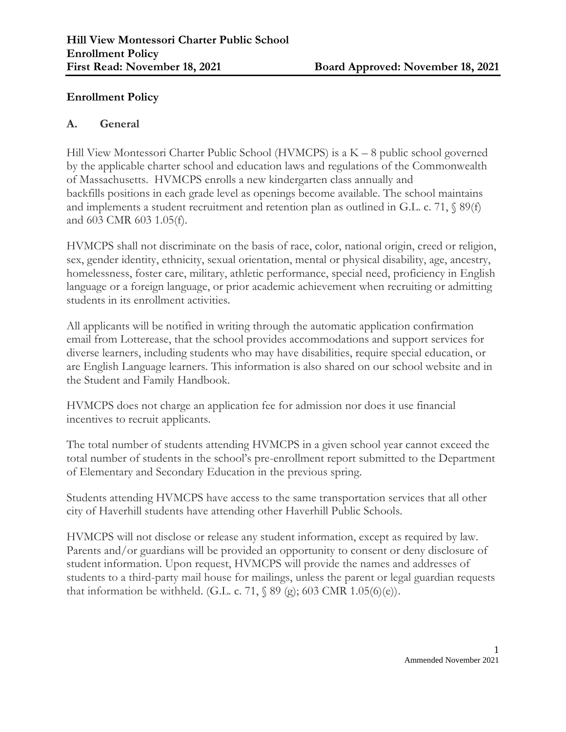**Hill View Montessori Charter Public School**
**Enrollment Policy**
**First Read: November 18, 2021** **Board Approved: November 18, 2021**

## Enrollment Policy

### A. General

Hill View Montessori Charter Public School (HVMCPS) is a K – 8 public school governed by the applicable charter school and education laws and regulations of the Commonwealth of Massachusetts. HVMCPS enrolls a new kindergarten class annually and backfills positions in each grade level as openings become available. The school maintains and implements a student recruitment and retention plan as outlined in G.L. c. 71, § 89(f) and 603 CMR 603 1.05(f).

HVMCPS shall not discriminate on the basis of race, color, national origin, creed or religion, sex, gender identity, ethnicity, sexual orientation, mental or physical disability, age, ancestry, homelessness, foster care, military, athletic performance, special need, proficiency in English language or a foreign language, or prior academic achievement when recruiting or admitting students in its enrollment activities.

All applicants will be notified in writing through the automatic application confirmation email from Lotterease, that the school provides accommodations and support services for diverse learners, including students who may have disabilities, require special education, or are English Language learners. This information is also shared on our school website and in the Student and Family Handbook.

HVMCPS does not charge an application fee for admission nor does it use financial incentives to recruit applicants.

The total number of students attending HVMCPS in a given school year cannot exceed the total number of students in the school's pre-enrollment report submitted to the Department of Elementary and Secondary Education in the previous spring.

Students attending HVMCPS have access to the same transportation services that all other city of Haverhill students have attending other Haverhill Public Schools.

HVMCPS will not disclose or release any student information, except as required by law. Parents and/or guardians will be provided an opportunity to consent or deny disclosure of student information. Upon request, HVMCPS will provide the names and addresses of students to a third-party mail house for mailings, unless the parent or legal guardian requests that information be withheld. (G.L. c. 71, § 89 (g); 603 CMR 1.05(6)(e)).

Ammended November 2021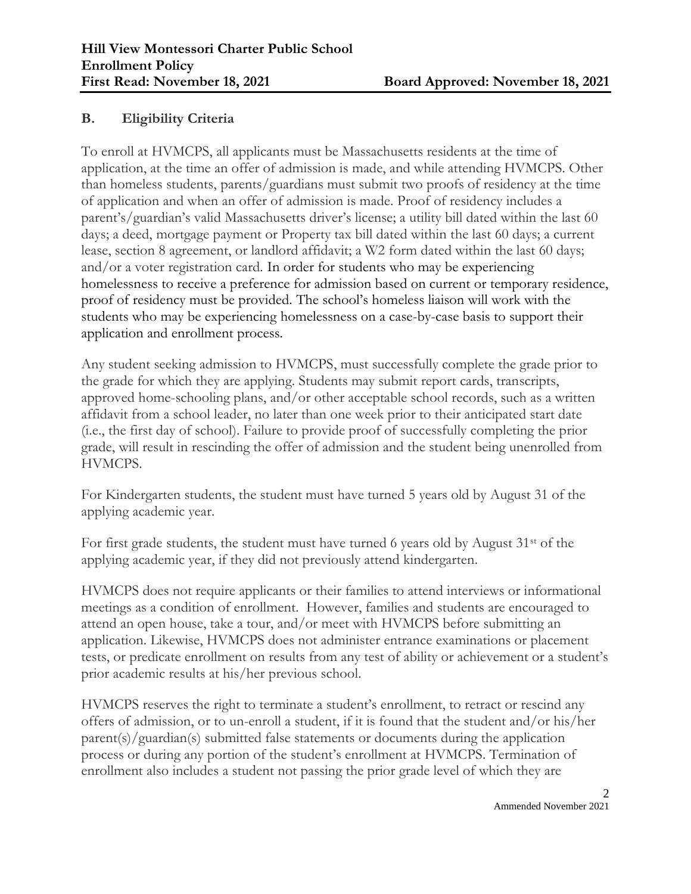## B. Eligibility Criteria

To enroll at HVMCPS, all applicants must be Massachusetts residents at the time of application, at the time an offer of admission is made, and while attending HVMCPS. Other than homeless students, parents/guardians must submit two proofs of residency at the time of application and when an offer of admission is made. Proof of residency includes a parent's/guardian's valid Massachusetts driver's license; a utility bill dated within the last 60 days; a deed, mortgage payment or Property tax bill dated within the last 60 days; a current lease, section 8 agreement, or landlord affidavit; a W2 form dated within the last 60 days; and/or a voter registration card. In order for students who may be experiencing homelessness to receive a preference for admission based on current or temporary residence, proof of residency must be provided. The school's homeless liaison will work with the students who may be experiencing homelessness on a case-by-case basis to support their application and enrollment process.

Any student seeking admission to HVMCPS, must successfully complete the grade prior to the grade for which they are applying. Students may submit report cards, transcripts, approved home-schooling plans, and/or other acceptable school records, such as a written affidavit from a school leader, no later than one week prior to their anticipated start date (i.e., the first day of school). Failure to provide proof of successfully completing the prior grade, will result in rescinding the offer of admission and the student being unenrolled from HVMCPS.

For Kindergarten students, the student must have turned 5 years old by August 31 of the applying academic year.

For first grade students, the student must have turned 6 years old by August 31st of the applying academic year, if they did not previously attend kindergarten.

HVMCPS does not require applicants or their families to attend interviews or informational meetings as a condition of enrollment. However, families and students are encouraged to attend an open house, take a tour, and/or meet with HVMCPS before submitting an application. Likewise, HVMCPS does not administer entrance examinations or placement tests, or predicate enrollment on results from any test of ability or achievement or a student's prior academic results at his/her previous school.

HVMCPS reserves the right to terminate a student's enrollment, to retract or rescind any offers of admission, or to un-enroll a student, if it is found that the student and/or his/her parent(s)/guardian(s) submitted false statements or documents during the application process or during any portion of the student's enrollment at HVMCPS. Termination of enrollment also includes a student not passing the prior grade level of which they are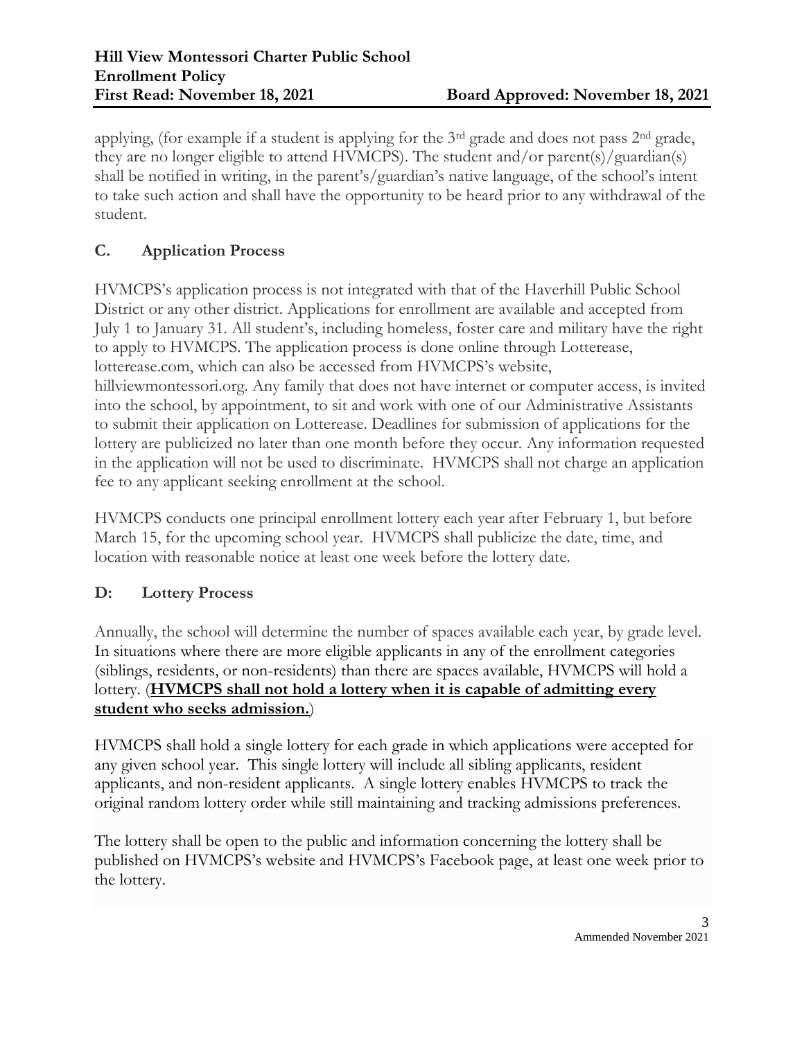applying, (for example if a student is applying for the 3rd grade and does not pass 2nd grade, they are no longer eligible to attend HVMCPS). The student and/or parent(s)/guardian(s) shall be notified in writing, in the parent's/guardian's native language, of the school's intent to take such action and shall have the opportunity to be heard prior to any withdrawal of the student.

## C. Application Process

HVMCPS's application process is not integrated with that of the Haverhill Public School District or any other district. Applications for enrollment are available and accepted from July 1 to January 31. All student's, including homeless, foster care and military have the right to apply to HVMCPS. The application process is done online through Lotterease, lotterease.com, which can also be accessed from HVMCPS's website, hillviewmontessori.org. Any family that does not have internet or computer access, is invited into the school, by appointment, to sit and work with one of our Administrative Assistants to submit their application on Lotterease. Deadlines for submission of applications for the lottery are publicized no later than one month before they occur. Any information requested in the application will not be used to discriminate. HVMCPS shall not charge an application fee to any applicant seeking enrollment at the school.

HVMCPS conducts one principal enrollment lottery each year after February 1, but before March 15, for the upcoming school year. HVMCPS shall publicize the date, time, and location with reasonable notice at least one week before the lottery date.

## D: Lottery Process

Annually, the school will determine the number of spaces available each year, by grade level. In situations where there are more eligible applicants in any of the enrollment categories (siblings, residents, or non-residents) than there are spaces available, HVMCPS will hold a lottery. (**<u>HVMCPS shall not hold a lottery when it is capable of admitting every student who seeks admission.</u>**)

HVMCPS shall hold a single lottery for each grade in which applications were accepted for any given school year. This single lottery will include all sibling applicants, resident applicants, and non-resident applicants. A single lottery enables HVMCPS to track the original random lottery order while still maintaining and tracking admissions preferences.

The lottery shall be open to the public and information concerning the lottery shall be published on HVMCPS's website and HVMCPS's Facebook page, at least one week prior to the lottery.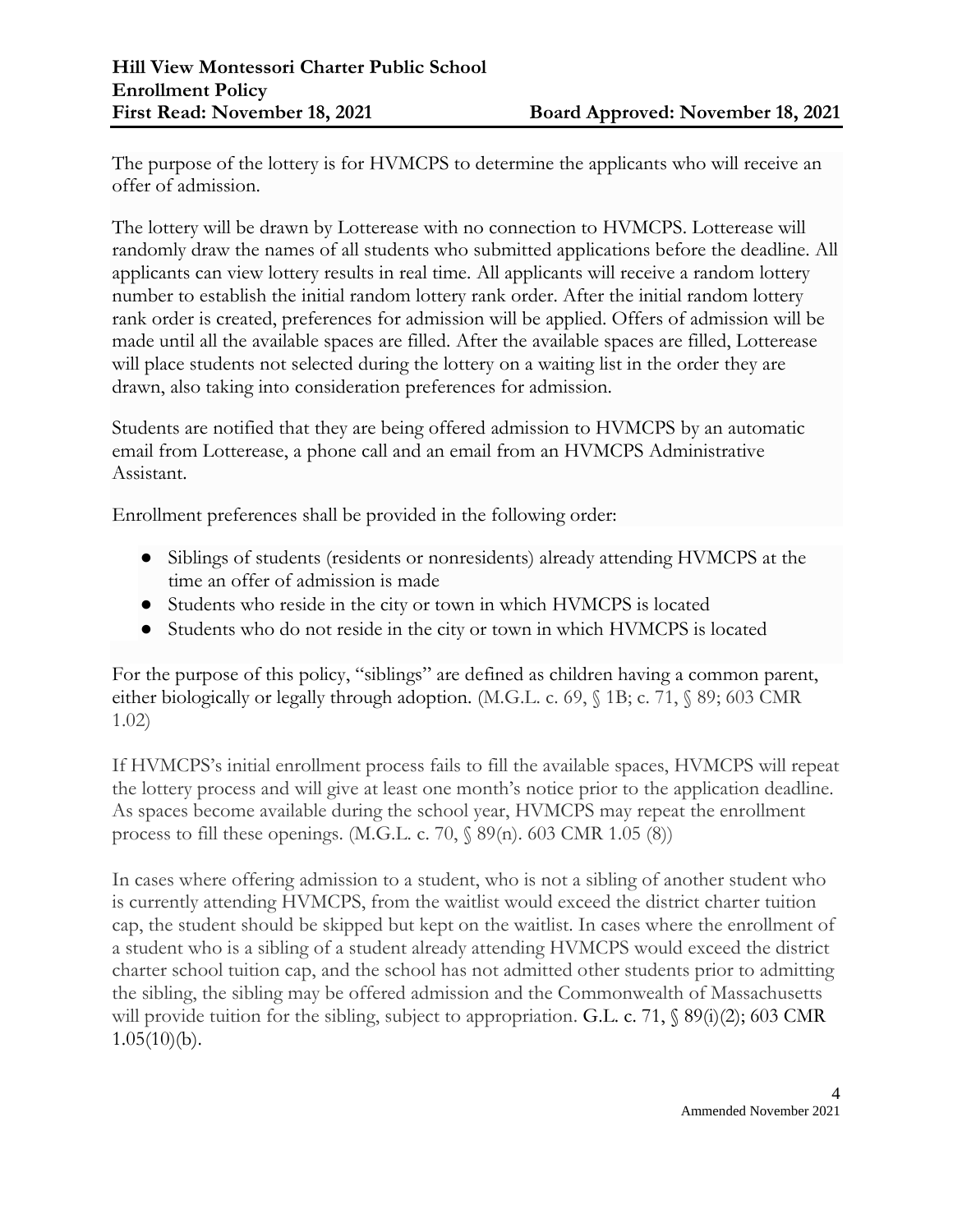The purpose of the lottery is for HVMCPS to determine the applicants who will receive an offer of admission.

The lottery will be drawn by Lotterease with no connection to HVMCPS. Lotterease will randomly draw the names of all students who submitted applications before the deadline. All applicants can view lottery results in real time. All applicants will receive a random lottery number to establish the initial random lottery rank order. After the initial random lottery rank order is created, preferences for admission will be applied. Offers of admission will be made until all the available spaces are filled. After the available spaces are filled, Lotterease will place students not selected during the lottery on a waiting list in the order they are drawn, also taking into consideration preferences for admission.

Students are notified that they are being offered admission to HVMCPS by an automatic email from Lotterease, a phone call and an email from an HVMCPS Administrative Assistant.

Enrollment preferences shall be provided in the following order:

- Siblings of students (residents or nonresidents) already attending HVMCPS at the time an offer of admission is made
- Students who reside in the city or town in which HVMCPS is located
- Students who do not reside in the city or town in which HVMCPS is located

For the purpose of this policy, "siblings" are defined as children having a common parent, either biologically or legally through adoption. (M.G.L. c. 69, § 1B; c. 71, § 89; 603 CMR 1.02)

If HVMCPS's initial enrollment process fails to fill the available spaces, HVMCPS will repeat the lottery process and will give at least one month's notice prior to the application deadline. As spaces become available during the school year, HVMCPS may repeat the enrollment process to fill these openings. (M.G.L. c. 70, § 89(n). 603 CMR 1.05 (8))

In cases where offering admission to a student, who is not a sibling of another student who is currently attending HVMCPS, from the waitlist would exceed the district charter tuition cap, the student should be skipped but kept on the waitlist. In cases where the enrollment of a student who is a sibling of a student already attending HVMCPS would exceed the district charter school tuition cap, and the school has not admitted other students prior to admitting the sibling, the sibling may be offered admission and the Commonwealth of Massachusetts will provide tuition for the sibling, subject to appropriation. G.L. c. 71, § 89(i)(2); 603 CMR 1.05(10)(b).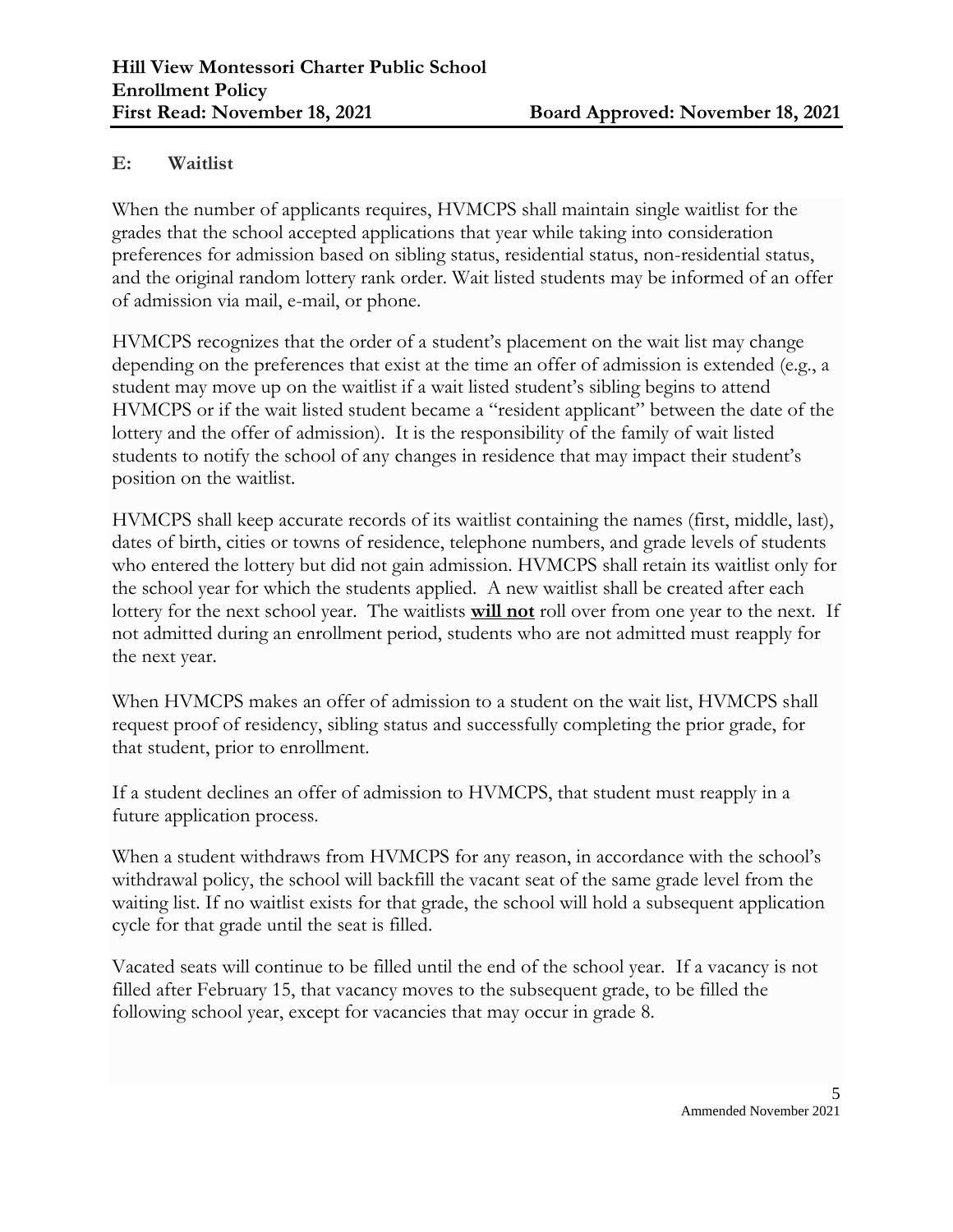## E: Waitlist

When the number of applicants requires, HVMCPS shall maintain single waitlist for the grades that the school accepted applications that year while taking into consideration preferences for admission based on sibling status, residential status, non-residential status, and the original random lottery rank order. Wait listed students may be informed of an offer of admission via mail, e-mail, or phone.

HVMCPS recognizes that the order of a student's placement on the wait list may change depending on the preferences that exist at the time an offer of admission is extended (e.g., a student may move up on the waitlist if a wait listed student's sibling begins to attend HVMCPS or if the wait listed student became a "resident applicant" between the date of the lottery and the offer of admission). It is the responsibility of the family of wait listed students to notify the school of any changes in residence that may impact their student's position on the waitlist.

HVMCPS shall keep accurate records of its waitlist containing the names (first, middle, last), dates of birth, cities or towns of residence, telephone numbers, and grade levels of students who entered the lottery but did not gain admission. HVMCPS shall retain its waitlist only for the school year for which the students applied. A new waitlist shall be created after each lottery for the next school year. The waitlists **will not** roll over from one year to the next. If not admitted during an enrollment period, students who are not admitted must reapply for the next year.

When HVMCPS makes an offer of admission to a student on the wait list, HVMCPS shall request proof of residency, sibling status and successfully completing the prior grade, for that student, prior to enrollment.

If a student declines an offer of admission to HVMCPS, that student must reapply in a future application process.

When a student withdraws from HVMCPS for any reason, in accordance with the school's withdrawal policy, the school will backfill the vacant seat of the same grade level from the waiting list. If no waitlist exists for that grade, the school will hold a subsequent application cycle for that grade until the seat is filled.

Vacated seats will continue to be filled until the end of the school year. If a vacancy is not filled after February 15, that vacancy moves to the subsequent grade, to be filled the following school year, except for vacancies that may occur in grade 8.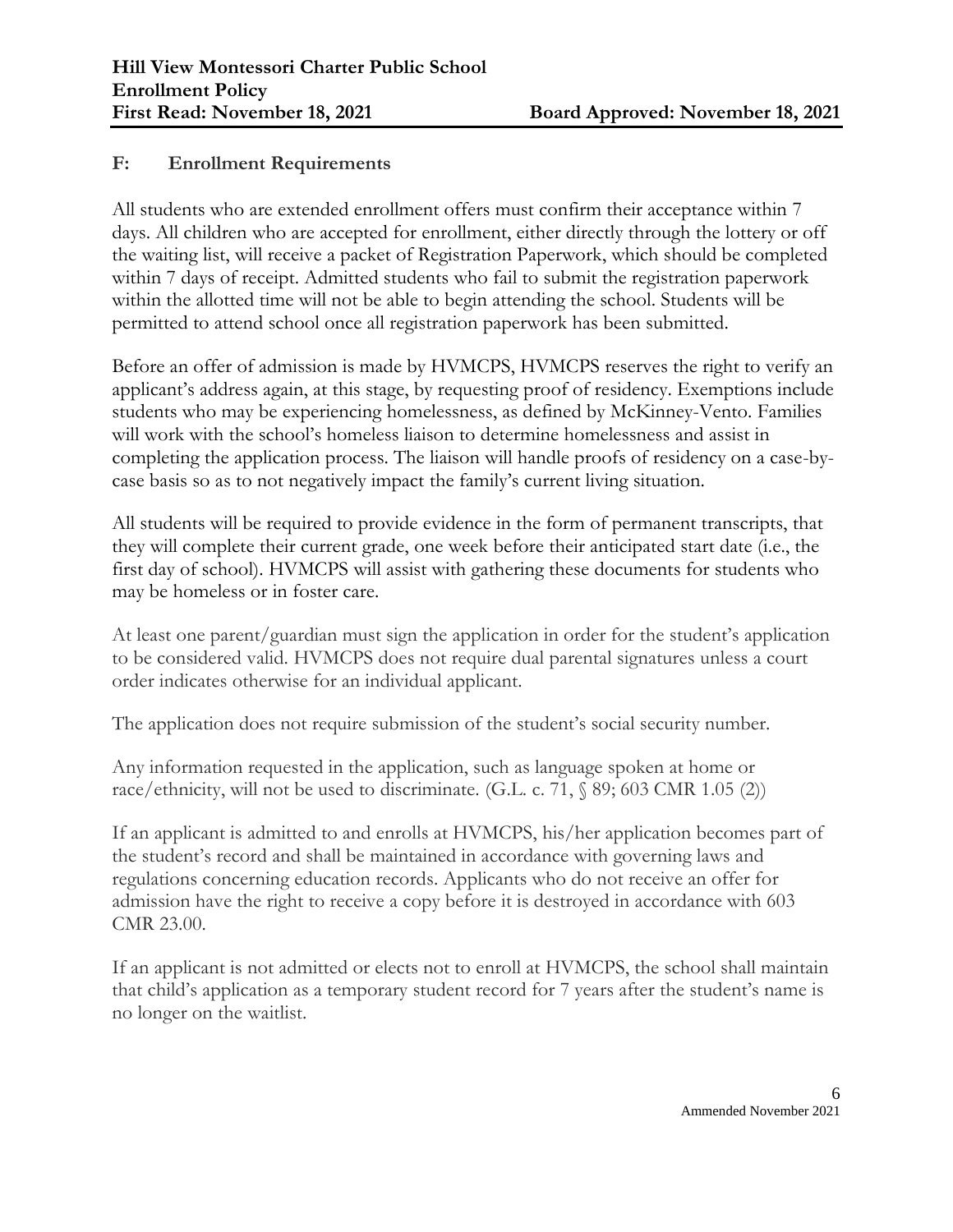## F: Enrollment Requirements

All students who are extended enrollment offers must confirm their acceptance within 7 days. All children who are accepted for enrollment, either directly through the lottery or off the waiting list, will receive a packet of Registration Paperwork, which should be completed within 7 days of receipt. Admitted students who fail to submit the registration paperwork within the allotted time will not be able to begin attending the school. Students will be permitted to attend school once all registration paperwork has been submitted.

Before an offer of admission is made by HVMCPS, HVMCPS reserves the right to verify an applicant's address again, at this stage, by requesting proof of residency. Exemptions include students who may be experiencing homelessness, as defined by McKinney-Vento. Families will work with the school's homeless liaison to determine homelessness and assist in completing the application process. The liaison will handle proofs of residency on a case-by-case basis so as to not negatively impact the family's current living situation.

All students will be required to provide evidence in the form of permanent transcripts, that they will complete their current grade, one week before their anticipated start date (i.e., the first day of school). HVMCPS will assist with gathering these documents for students who may be homeless or in foster care.

At least one parent/guardian must sign the application in order for the student's application to be considered valid. HVMCPS does not require dual parental signatures unless a court order indicates otherwise for an individual applicant.

The application does not require submission of the student's social security number.

Any information requested in the application, such as language spoken at home or race/ethnicity, will not be used to discriminate. (G.L. c. 71, § 89; 603 CMR 1.05 (2))

If an applicant is admitted to and enrolls at HVMCPS, his/her application becomes part of the student's record and shall be maintained in accordance with governing laws and regulations concerning education records. Applicants who do not receive an offer for admission have the right to receive a copy before it is destroyed in accordance with 603 CMR 23.00.

If an applicant is not admitted or elects not to enroll at HVMCPS, the school shall maintain that child's application as a temporary student record for 7 years after the student's name is no longer on the waitlist.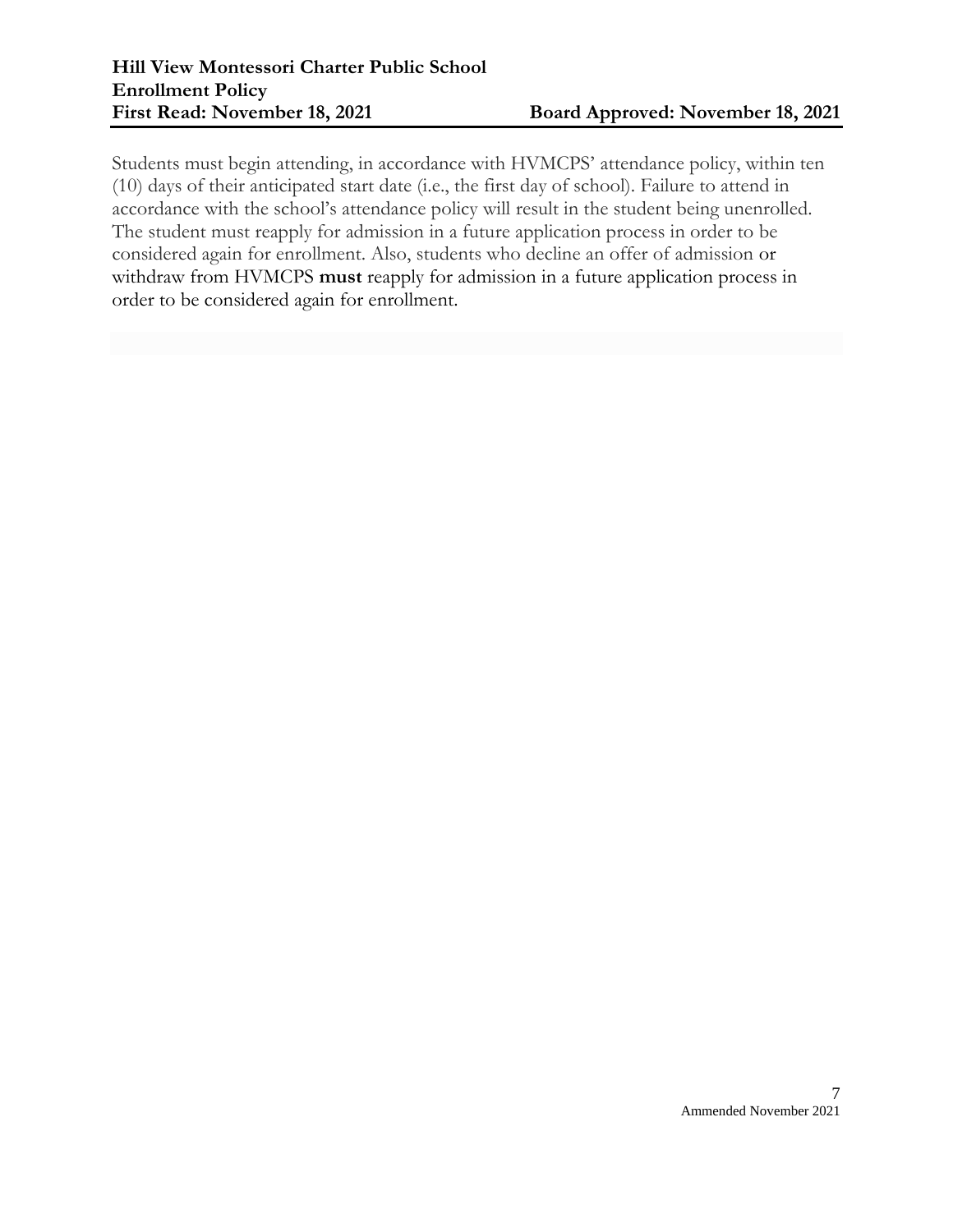Students must begin attending, in accordance with HVMCPS' attendance policy, within ten (10) days of their anticipated start date (i.e., the first day of school). Failure to attend in accordance with the school's attendance policy will result in the student being unenrolled. The student must reapply for admission in a future application process in order to be considered again for enrollment. Also, students who decline an offer of admission or withdraw from HVMCPS **must** reapply for admission in a future application process in order to be considered again for enrollment.